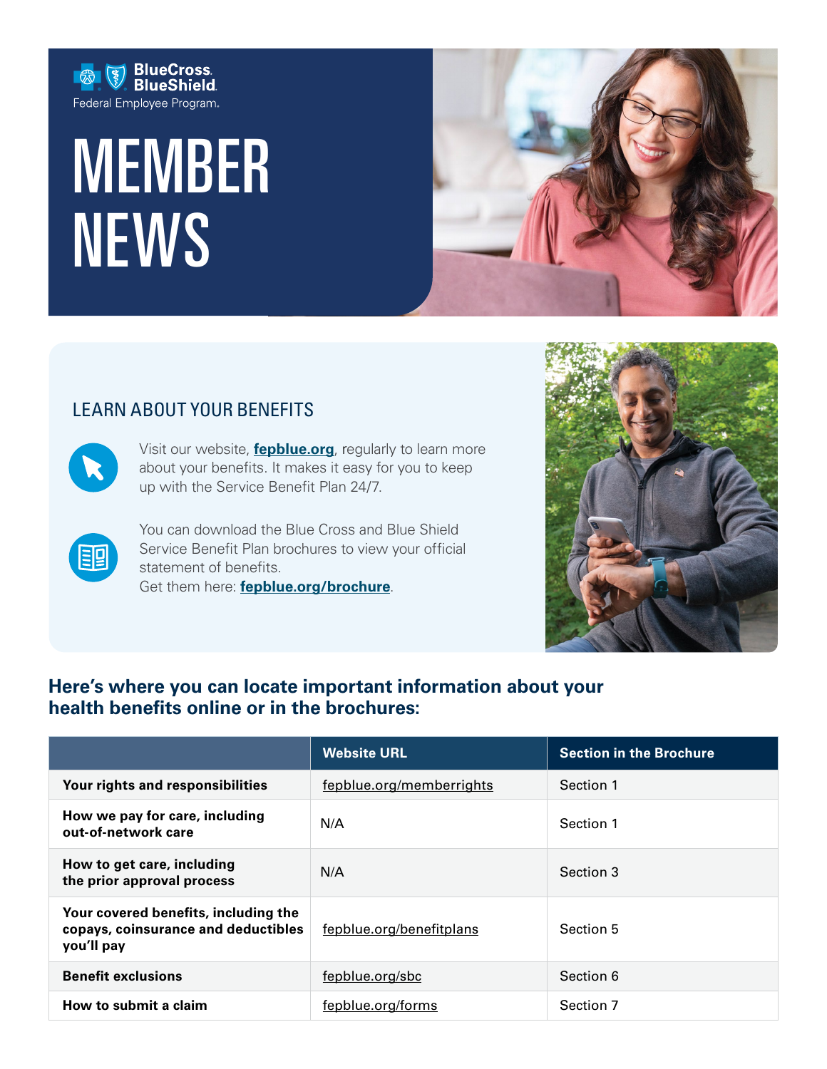BlueCross BlueShield
Federal Employee Program.

# MEMBER NEWS

## LEARN ABOUT YOUR BENEFITS

Visit our website, **fepblue.org**, regularly to learn more about your benefits. It makes it easy for you to keep up with the Service Benefit Plan 24/7.

You can download the Blue Cross and Blue Shield Service Benefit Plan brochures to view your official statement of benefits.
Get them here: **fepblue.org/brochure**.

### Here's where you can locate important information about your health benefits online or in the brochures:

| | Website URL | Section in the Brochure |
|---|---|---|
| **Your rights and responsibilities** | fepblue.org/memberrights | Section 1 |
| **How we pay for care, including out-of-network care** | N/A | Section 1 |
| **How to get care, including the prior approval process** | N/A | Section 3 |
| **Your covered benefits, including the copays, coinsurance and deductibles you'll pay** | fepblue.org/benefitplans | Section 5 |
| **Benefit exclusions** | fepblue.org/sbc | Section 6 |
| **How to submit a claim** | fepblue.org/forms | Section 7 |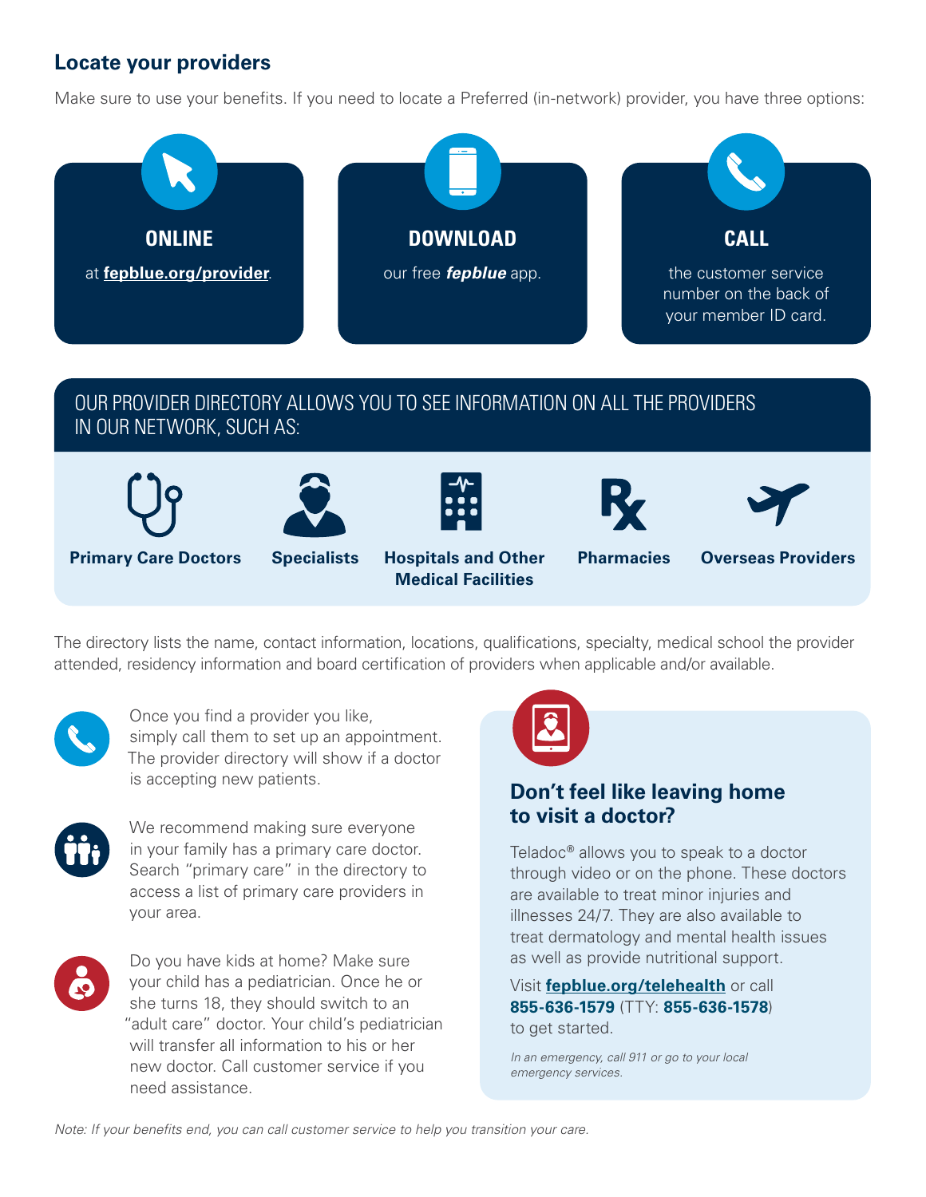## Locate your providers

Make sure to use your benefits. If you need to locate a Preferred (in-network) provider, you have three options:

**ONLINE**

at **fepblue.org/provider**.

**DOWNLOAD**

our free ***fepblue*** app.

**CALL**

the customer service number on the back of your member ID card.

### OUR PROVIDER DIRECTORY ALLOWS YOU TO SEE INFORMATION ON ALL THE PROVIDERS IN OUR NETWORK, SUCH AS:

- **Primary Care Doctors**
- **Specialists**
- **Hospitals and Other Medical Facilities**
- **Pharmacies**
- **Overseas Providers**

The directory lists the name, contact information, locations, qualifications, specialty, medical school the provider attended, residency information and board certification of providers when applicable and/or available.

Once you find a provider you like, simply call them to set up an appointment. The provider directory will show if a doctor is accepting new patients.

We recommend making sure everyone in your family has a primary care doctor. Search "primary care" in the directory to access a list of primary care providers in your area.

Do you have kids at home? Make sure your child has a pediatrician. Once he or she turns 18, they should switch to an "adult care" doctor. Your child's pediatrician will transfer all information to his or her new doctor. Call customer service if you need assistance.

### Don't feel like leaving home to visit a doctor?

Teladoc® allows you to speak to a doctor through video or on the phone. These doctors are available to treat minor injuries and illnesses 24/7. They are also available to treat dermatology and mental health issues as well as provide nutritional support.

Visit **fepblue.org/telehealth** or call **855-636-1579** (TTY: **855-636-1578**) to get started.

*In an emergency, call 911 or go to your local emergency services.*

*Note: If your benefits end, you can call customer service to help you transition your care.*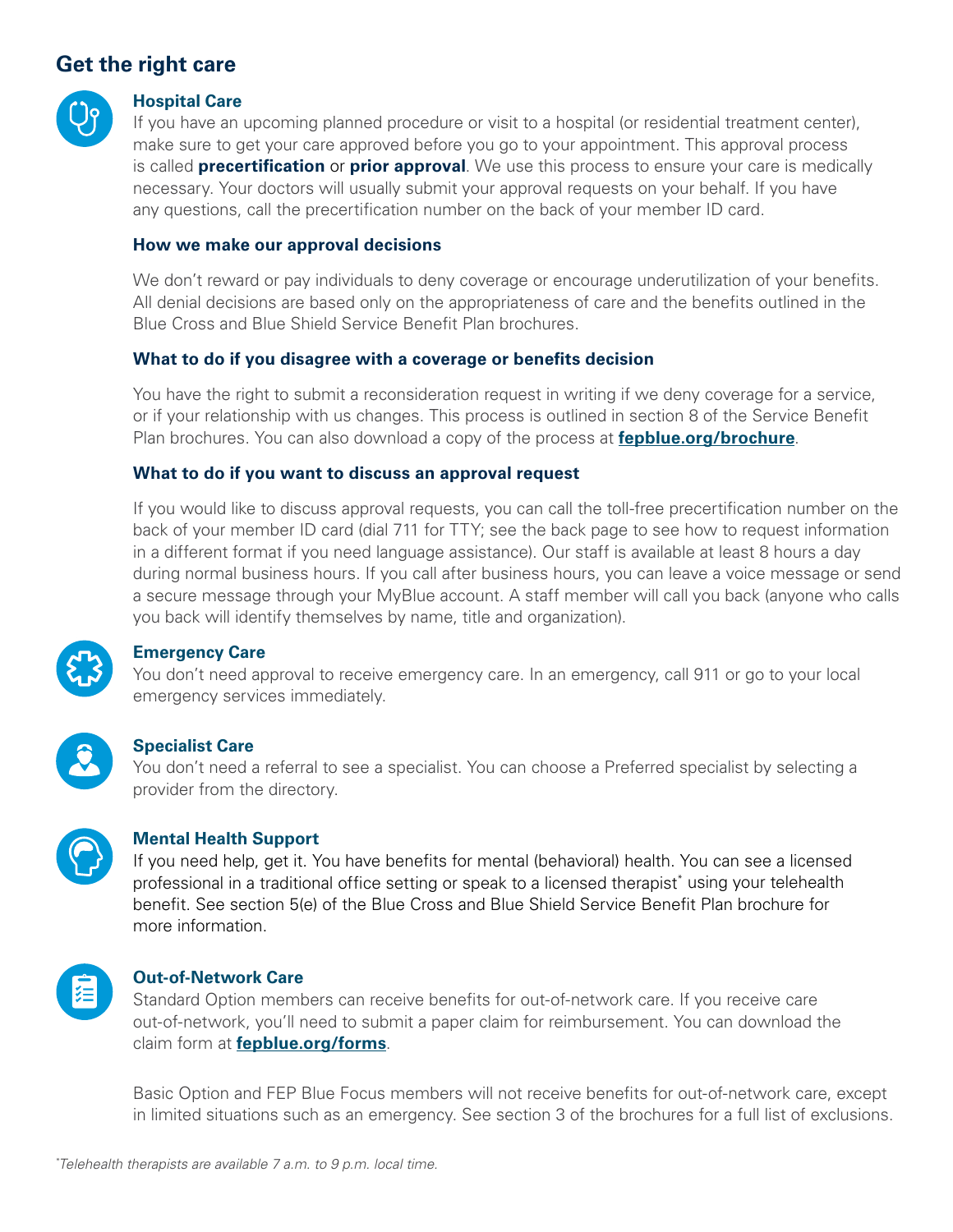## Get the right care

### Hospital Care

If you have an upcoming planned procedure or visit to a hospital (or residential treatment center), make sure to get your care approved before you go to your appointment. This approval process is called **precertification** or **prior approval**. We use this process to ensure your care is medically necessary. Your doctors will usually submit your approval requests on your behalf. If you have any questions, call the precertification number on the back of your member ID card.

#### How we make our approval decisions

We don't reward or pay individuals to deny coverage or encourage underutilization of your benefits. All denial decisions are based only on the appropriateness of care and the benefits outlined in the Blue Cross and Blue Shield Service Benefit Plan brochures.

#### What to do if you disagree with a coverage or benefits decision

You have the right to submit a reconsideration request in writing if we deny coverage for a service, or if your relationship with us changes. This process is outlined in section 8 of the Service Benefit Plan brochures. You can also download a copy of the process at **fepblue.org/brochure**.

#### What to do if you want to discuss an approval request

If you would like to discuss approval requests, you can call the toll-free precertification number on the back of your member ID card (dial 711 for TTY; see the back page to see how to request information in a different format if you need language assistance). Our staff is available at least 8 hours a day during normal business hours. If you call after business hours, you can leave a voice message or send a secure message through your MyBlue account. A staff member will call you back (anyone who calls you back will identify themselves by name, title and organization).

### Emergency Care

You don't need approval to receive emergency care. In an emergency, call 911 or go to your local emergency services immediately.

### Specialist Care

You don't need a referral to see a specialist. You can choose a Preferred specialist by selecting a provider from the directory.

### Mental Health Support

If you need help, get it. You have benefits for mental (behavioral) health. You can see a licensed professional in a traditional office setting or speak to a licensed therapist* using your telehealth benefit. See section 5(e) of the Blue Cross and Blue Shield Service Benefit Plan brochure for more information.

### Out-of-Network Care

Standard Option members can receive benefits for out-of-network care. If you receive care out-of-network, you'll need to submit a paper claim for reimbursement. You can download the claim form at **fepblue.org/forms**.

Basic Option and FEP Blue Focus members will not receive benefits for out-of-network care, except in limited situations such as an emergency. See section 3 of the brochures for a full list of exclusions.

*\*Telehealth therapists are available 7 a.m. to 9 p.m. local time.*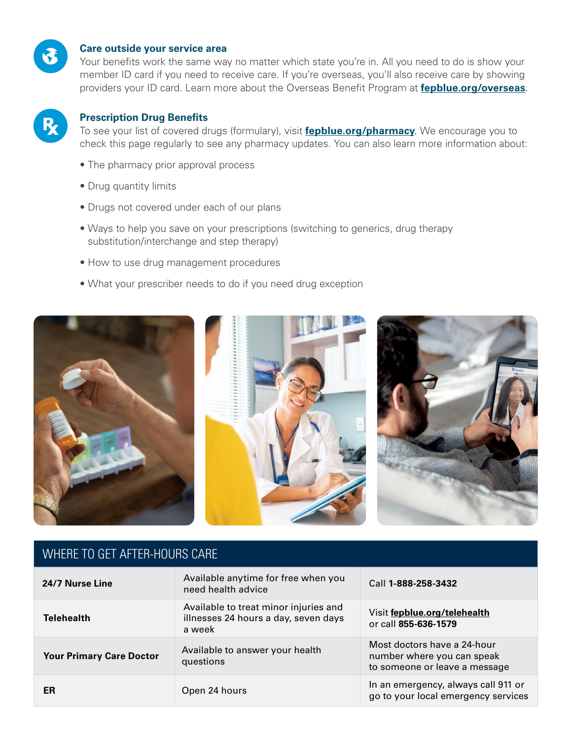### Care outside your service area

Your benefits work the same way no matter which state you're in. All you need to do is show your member ID card if you need to receive care. If you're overseas, you'll also receive care by showing providers your ID card. Learn more about the Overseas Benefit Program at **fepblue.org/overseas**.

### Prescription Drug Benefits

To see your list of covered drugs (formulary), visit **fepblue.org/pharmacy**. We encourage you to check this page regularly to see any pharmacy updates. You can also learn more information about:

- The pharmacy prior approval process
- Drug quantity limits
- Drugs not covered under each of our plans
- Ways to help you save on your prescriptions (switching to generics, drug therapy substitution/interchange and step therapy)
- How to use drug management procedures
- What your prescriber needs to do if you need drug exception

## WHERE TO GET AFTER-HOURS CARE

| | | |
|---|---|---|
| **24/7 Nurse Line** | Available anytime for free when you need health advice | Call **1-888-258-3432** |
| **Telehealth** | Available to treat minor injuries and illnesses 24 hours a day, seven days a week | Visit **fepblue.org/telehealth** or call **855-636-1579** |
| **Your Primary Care Doctor** | Available to answer your health questions | Most doctors have a 24-hour number where you can speak to someone or leave a message |
| **ER** | Open 24 hours | In an emergency, always call 911 or go to your local emergency services |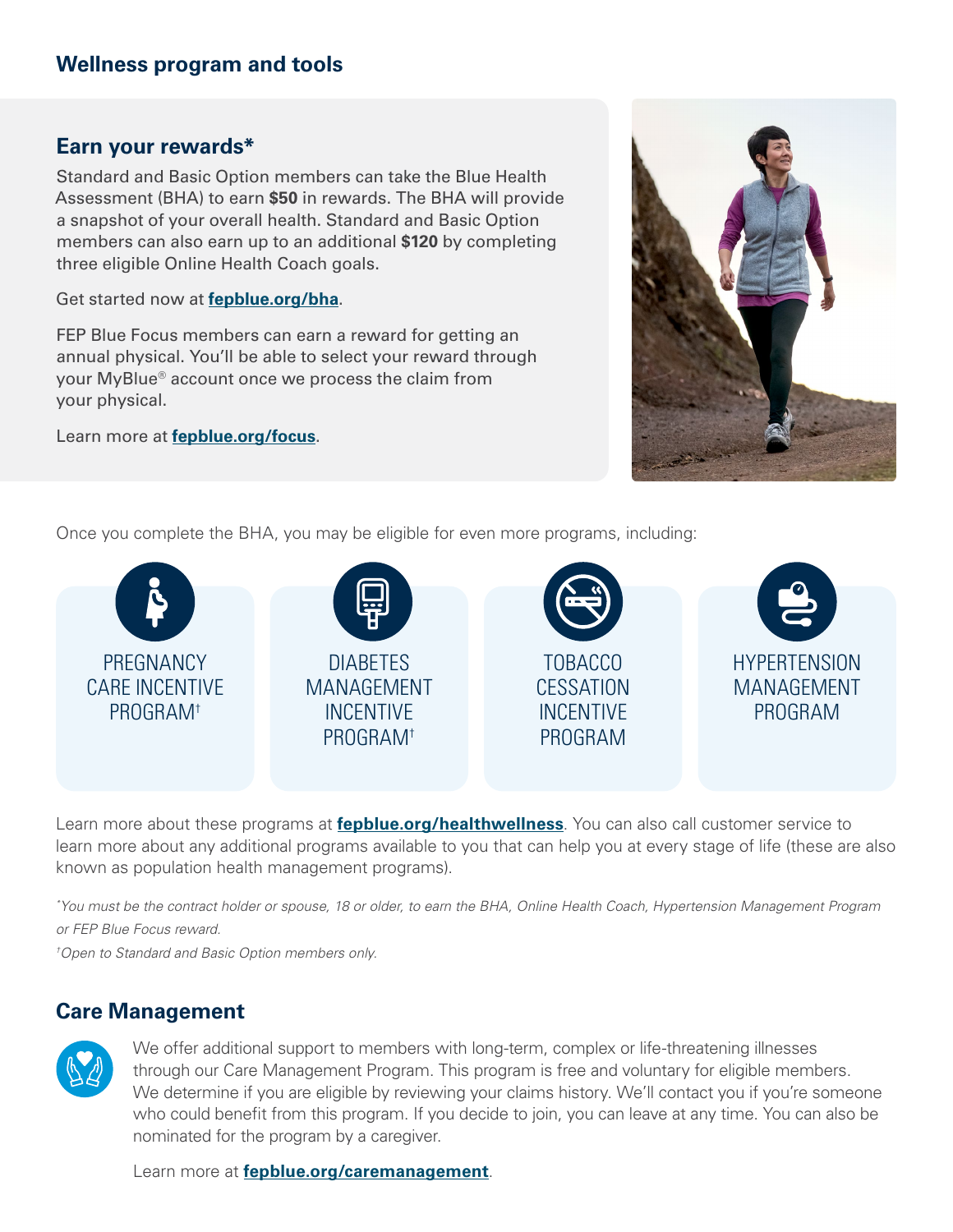## Wellness program and tools

### Earn your rewards*

Standard and Basic Option members can take the Blue Health Assessment (BHA) to earn **$50** in rewards. The BHA will provide a snapshot of your overall health. Standard and Basic Option members can also earn up to an additional **$120** by completing three eligible Online Health Coach goals.

Get started now at **fepblue.org/bha**.

FEP Blue Focus members can earn a reward for getting an annual physical. You'll be able to select your reward through your MyBlue® account once we process the claim from your physical.

Learn more at **fepblue.org/focus**.

Once you complete the BHA, you may be eligible for even more programs, including:

- PREGNANCY CARE INCENTIVE PROGRAM†
- DIABETES MANAGEMENT INCENTIVE PROGRAM†
- TOBACCO CESSATION INCENTIVE PROGRAM
- HYPERTENSION MANAGEMENT PROGRAM

Learn more about these programs at **fepblue.org/healthwellness**. You can also call customer service to learn more about any additional programs available to you that can help you at every stage of life (these are also known as population health management programs).

**You must be the contract holder or spouse, 18 or older, to earn the BHA, Online Health Coach, Hypertension Management Program or FEP Blue Focus reward.*

*†Open to Standard and Basic Option members only.*

### Care Management

We offer additional support to members with long-term, complex or life-threatening illnesses through our Care Management Program. This program is free and voluntary for eligible members. We determine if you are eligible by reviewing your claims history. We'll contact you if you're someone who could benefit from this program. If you decide to join, you can leave at any time. You can also be nominated for the program by a caregiver.

Learn more at **fepblue.org/caremanagement**.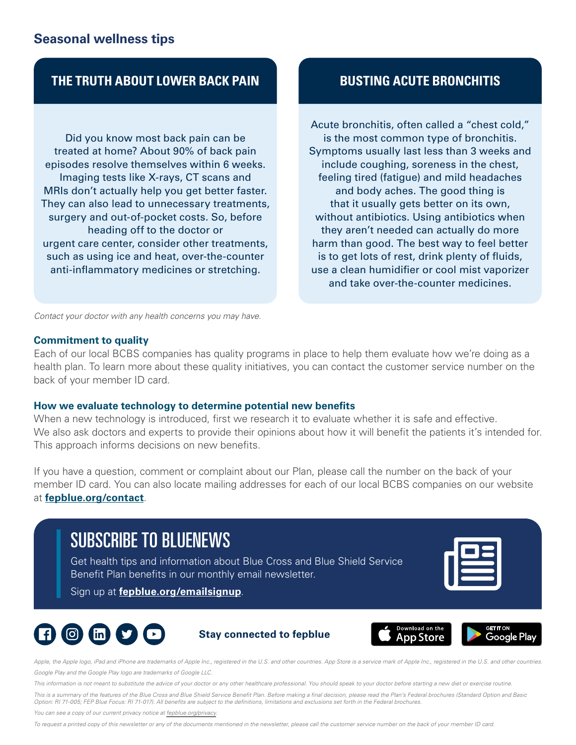## Seasonal wellness tips

### THE TRUTH ABOUT LOWER BACK PAIN

Did you know most back pain can be treated at home? About 90% of back pain episodes resolve themselves within 6 weeks. Imaging tests like X-rays, CT scans and MRIs don't actually help you get better faster. They can also lead to unnecessary treatments, surgery and out-of-pocket costs. So, before heading off to the doctor or urgent care center, consider other treatments, such as using ice and heat, over-the-counter anti-inflammatory medicines or stretching.

### BUSTING ACUTE BRONCHITIS

Acute bronchitis, often called a "chest cold," is the most common type of bronchitis. Symptoms usually last less than 3 weeks and include coughing, soreness in the chest, feeling tired (fatigue) and mild headaches and body aches. The good thing is that it usually gets better on its own, without antibiotics. Using antibiotics when they aren't needed can actually do more harm than good. The best way to feel better is to get lots of rest, drink plenty of fluids, use a clean humidifier or cool mist vaporizer and take over-the-counter medicines.

*Contact your doctor with any health concerns you may have.*

### Commitment to quality

Each of our local BCBS companies has quality programs in place to help them evaluate how we're doing as a health plan. To learn more about these quality initiatives, you can contact the customer service number on the back of your member ID card.

### How we evaluate technology to determine potential new benefits

When a new technology is introduced, first we research it to evaluate whether it is safe and effective. We also ask doctors and experts to provide their opinions about how it will benefit the patients it's intended for. This approach informs decisions on new benefits.

If you have a question, comment or complaint about our Plan, please call the number on the back of your member ID card. You can also locate mailing addresses for each of our local BCBS companies on our website at **fepblue.org/contact**.

## SUBSCRIBE TO BLUENEWS

Get health tips and information about Blue Cross and Blue Shield Service Benefit Plan benefits in our monthly email newsletter.

Sign up at **fepblue.org/emailsignup**.

**Stay connected to fepblue**

Download on the App Store | GET IT ON Google Play

*Apple, the Apple logo, iPad and iPhone are trademarks of Apple Inc., registered in the U.S. and other countries. App Store is a service mark of Apple Inc., registered in the U.S. and other countries.*

*Google Play and the Google Play logo are trademarks of Google LLC.*

*This information is not meant to substitute the advice of your doctor or any other healthcare professional. You should speak to your doctor before starting a new diet or exercise routine.*

*This is a summary of the features of the Blue Cross and Blue Shield Service Benefit Plan. Before making a final decision, please read the Plan's Federal brochures (Standard Option and Basic Option: RI 71-005; FEP Blue Focus: RI 71-017). All benefits are subject to the definitions, limitations and exclusions set forth in the Federal brochures.*

*You can see a copy of our current privacy notice at fepblue.org/privacy.*

*To request a printed copy of this newsletter or any of the documents mentioned in the newsletter, please call the customer service number on the back of your member ID card.*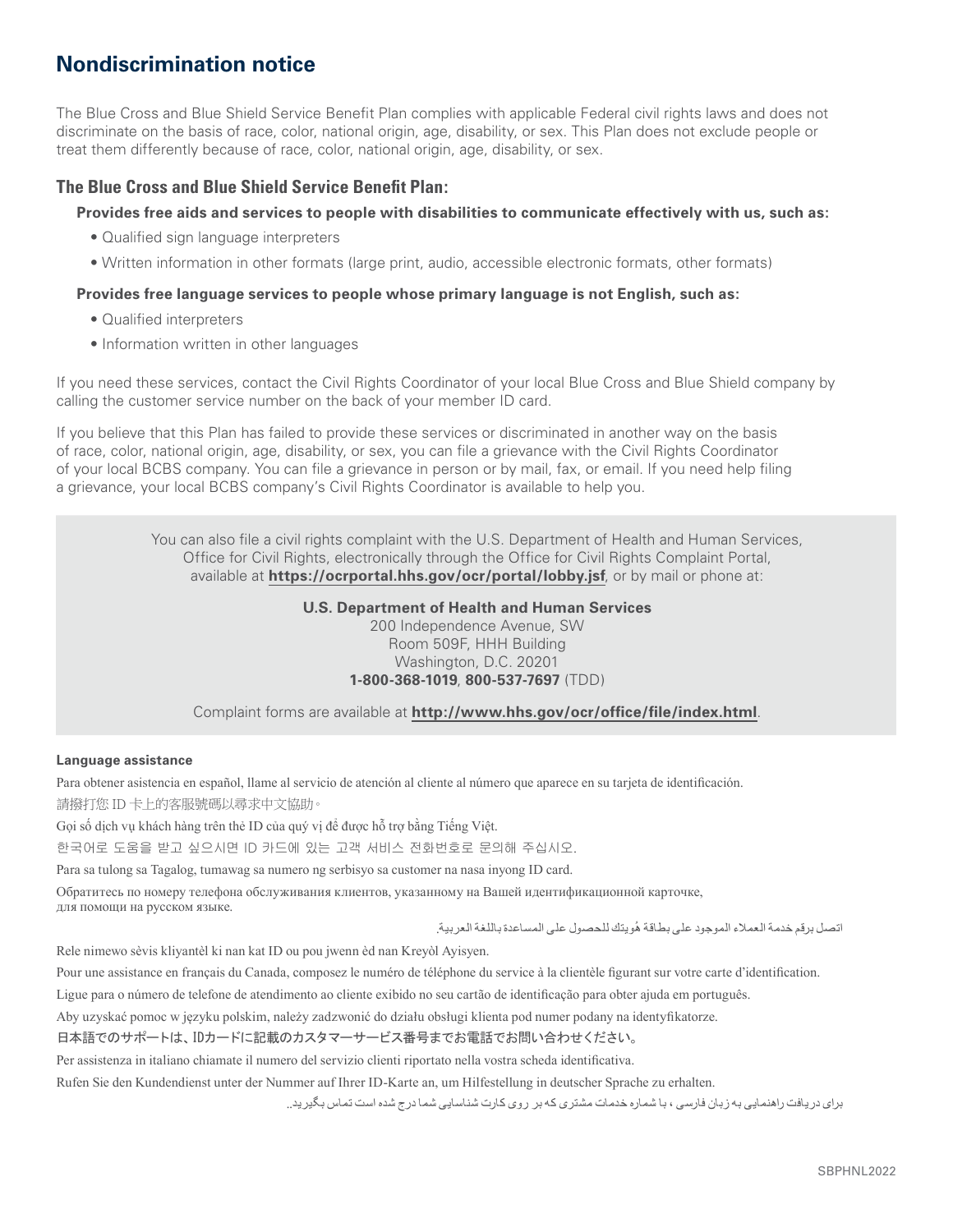# Nondiscrimination notice

The Blue Cross and Blue Shield Service Benefit Plan complies with applicable Federal civil rights laws and does not discriminate on the basis of race, color, national origin, age, disability, or sex. This Plan does not exclude people or treat them differently because of race, color, national origin, age, disability, or sex.

## The Blue Cross and Blue Shield Service Benefit Plan:

**Provides free aids and services to people with disabilities to communicate effectively with us, such as:**

- Qualified sign language interpreters
- Written information in other formats (large print, audio, accessible electronic formats, other formats)

**Provides free language services to people whose primary language is not English, such as:**

- Qualified interpreters
- Information written in other languages

If you need these services, contact the Civil Rights Coordinator of your local Blue Cross and Blue Shield company by calling the customer service number on the back of your member ID card.

If you believe that this Plan has failed to provide these services or discriminated in another way on the basis of race, color, national origin, age, disability, or sex, you can file a grievance with the Civil Rights Coordinator of your local BCBS company. You can file a grievance in person or by mail, fax, or email. If you need help filing a grievance, your local BCBS company's Civil Rights Coordinator is available to help you.

You can also file a civil rights complaint with the U.S. Department of Health and Human Services, Office for Civil Rights, electronically through the Office for Civil Rights Complaint Portal, available at **https://ocrportal.hhs.gov/ocr/portal/lobby.jsf**, or by mail or phone at:

**U.S. Department of Health and Human Services**
200 Independence Avenue, SW
Room 509F, HHH Building
Washington, D.C. 20201
**1-800-368-1019**, **800-537-7697** (TDD)

Complaint forms are available at **http://www.hhs.gov/ocr/office/file/index.html**.

**Language assistance**

Para obtener asistencia en español, llame al servicio de atención al cliente al número que aparece en su tarjeta de identificación.

請撥打您 ID 卡上的客服號碼以尋求中文協助。

Gọi số dịch vụ khách hàng trên thẻ ID của quý vị để được hỗ trợ bằng Tiếng Việt.

한국어로 도움을 받고 싶으시면 ID 카드에 있는 고객 서비스 전화번호로 문의해 주십시오.

Para sa tulong sa Tagalog, tumawag sa numero ng serbisyo sa customer na nasa inyong ID card.

Обратитесь по номеру телефона обслуживания клиентов, указанному на Вашей идентификационной карточке, для помощи на русском языке.

اتصل برقم خدمة العملاء الموجود على بطاقة هُويتك للحصول على المساعدة باللغة العربية.

Rele nimewo sèvis kliyantèl ki nan kat ID ou pou jwenn èd nan Kreyòl Ayisyen.

Pour une assistance en français du Canada, composez le numéro de téléphone du service à la clientèle figurant sur votre carte d'identification.

Ligue para o número de telefone de atendimento ao cliente exibido no seu cartão de identificação para obter ajuda em português.

Aby uzyskać pomoc w języku polskim, należy zadzwonić do działu obsługi klienta pod numer podany na identyfikatorze.

日本語でのサポートは、IDカードに記載のカスタマーサービス番号までお電話でお問い合わせください。

Per assistenza in italiano chiamate il numero del servizio clienti riportato nella vostra scheda identificativa.

Rufen Sie den Kundendienst unter der Nummer auf Ihrer ID-Karte an, um Hilfestellung in deutscher Sprache zu erhalten.

برای دریافت راهنمایی به زبان فارسی ، با شماره خدمات مشتری که بر روی کارت شناسایی شما درج شده است تماس بگیرید..

SBPHNL2022